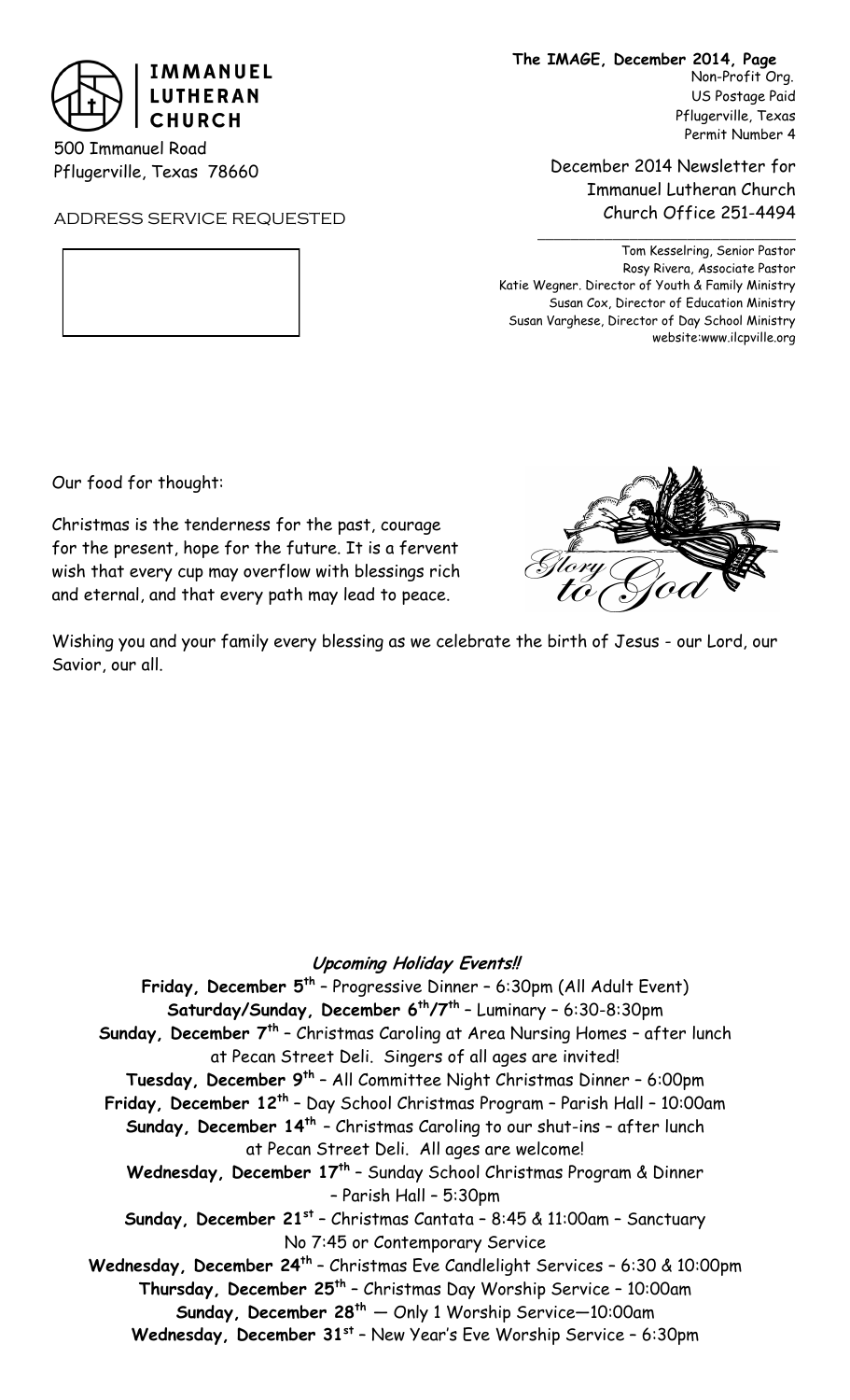**IMMANUEL LUTHERAN CHURCH**

500 Immanuel Road
Pflugerville, Texas 78660

ADDRESS SERVICE REQUESTED

**The IMAGE, December 2014, Page**

Non-Profit Org.
US Postage Paid
Pflugerville, Texas
Permit Number 4

December 2014 Newsletter for
Immanuel Lutheran Church
Church Office 251-4494

Tom Kesselring, Senior Pastor
Rosy Rivera, Associate Pastor
Katie Wegner. Director of Youth & Family Ministry
Susan Cox, Director of Education Ministry
Susan Varghese, Director of Day School Ministry
website:www.ilcpville.org

Our food for thought:

Christmas is the tenderness for the past, courage for the present, hope for the future. It is a fervent wish that every cup may overflow with blessings rich and eternal, and that every path may lead to peace.

Glory to God

Wishing you and your family every blessing as we celebrate the birth of Jesus - our Lord, our Savior, our all.

## *Upcoming Holiday Events!!*

**Friday, December 5th** – Progressive Dinner – 6:30pm (All Adult Event)

**Saturday/Sunday, December 6th/7th** – Luminary – 6:30-8:30pm

**Sunday, December 7th** – Christmas Caroling at Area Nursing Homes – after lunch at Pecan Street Deli. Singers of all ages are invited!

**Tuesday, December 9th** – All Committee Night Christmas Dinner – 6:00pm

**Friday, December 12th** – Day School Christmas Program – Parish Hall – 10:00am

**Sunday, December 14th** – Christmas Caroling to our shut-ins – after lunch at Pecan Street Deli. All ages are welcome!

**Wednesday, December 17th** – Sunday School Christmas Program & Dinner – Parish Hall – 5:30pm

**Sunday, December 21st** – Christmas Cantata – 8:45 & 11:00am – Sanctuary
No 7:45 or Contemporary Service

**Wednesday, December 24th** – Christmas Eve Candlelight Services – 6:30 & 10:00pm

**Thursday, December 25th** – Christmas Day Worship Service – 10:00am

**Sunday, December 28th** — Only 1 Worship Service—10:00am

**Wednesday, December 31st** – New Year's Eve Worship Service – 6:30pm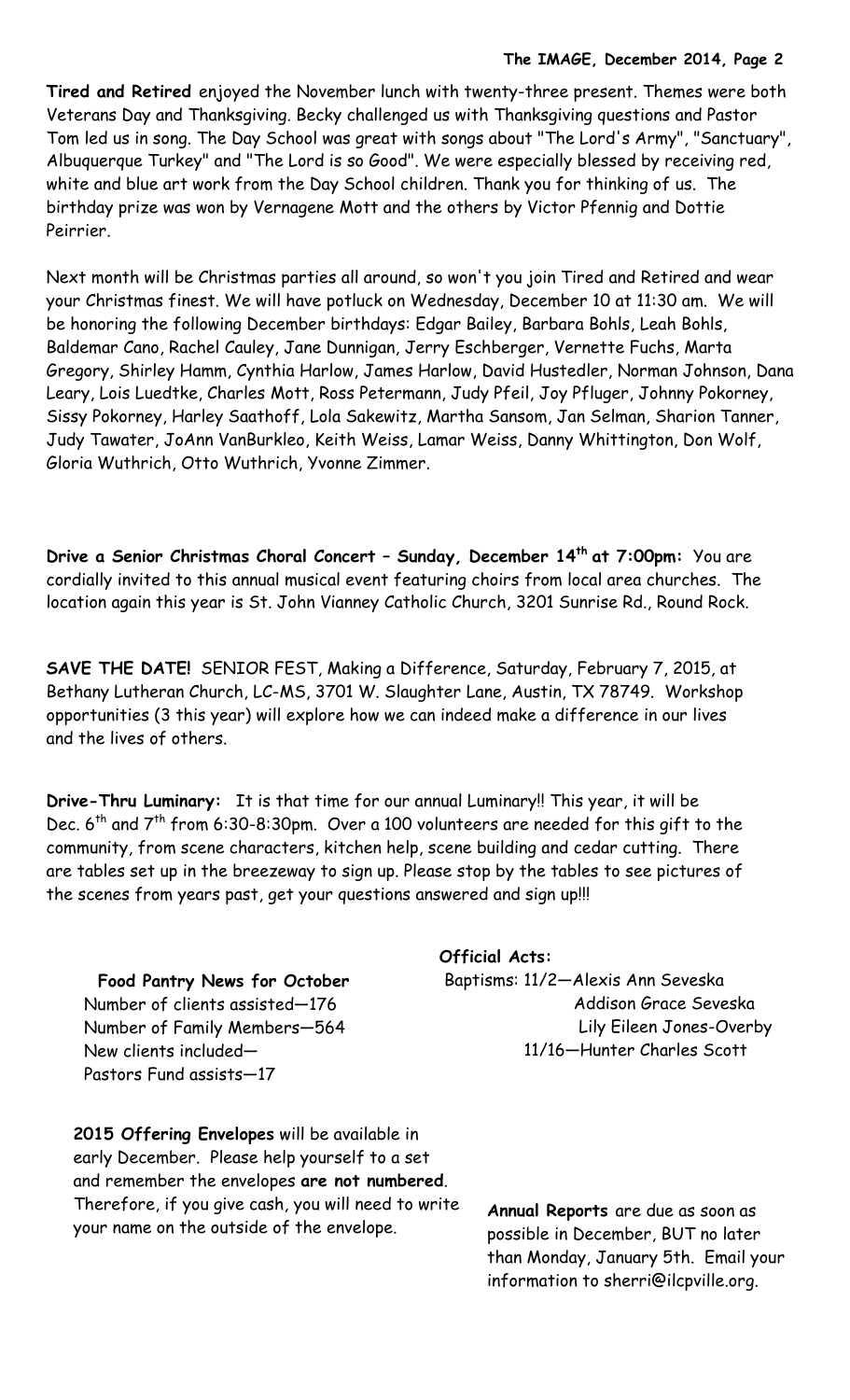**Tired and Retired** enjoyed the November lunch with twenty-three present. Themes were both Veterans Day and Thanksgiving. Becky challenged us with Thanksgiving questions and Pastor Tom led us in song. The Day School was great with songs about "The Lord's Army", "Sanctuary", Albuquerque Turkey" and "The Lord is so Good". We were especially blessed by receiving red, white and blue art work from the Day School children. Thank you for thinking of us. The birthday prize was won by Vernagene Mott and the others by Victor Pfennig and Dottie Peirrier.

Next month will be Christmas parties all around, so won't you join Tired and Retired and wear your Christmas finest. We will have potluck on Wednesday, December 10 at 11:30 am. We will be honoring the following December birthdays: Edgar Bailey, Barbara Bohls, Leah Bohls, Baldemar Cano, Rachel Cauley, Jane Dunnigan, Jerry Eschberger, Vernette Fuchs, Marta Gregory, Shirley Hamm, Cynthia Harlow, James Harlow, David Hustedler, Norman Johnson, Dana Leary, Lois Luedtke, Charles Mott, Ross Petermann, Judy Pfeil, Joy Pfluger, Johnny Pokorney, Sissy Pokorney, Harley Saathoff, Lola Sakewitz, Martha Sansom, Jan Selman, Sharion Tanner, Judy Tawater, JoAnn VanBurkleo, Keith Weiss, Lamar Weiss, Danny Whittington, Don Wolf, Gloria Wuthrich, Otto Wuthrich, Yvonne Zimmer.

**Drive a Senior Christmas Choral Concert – Sunday, December 14th at 7:00pm:** You are cordially invited to this annual musical event featuring choirs from local area churches. The location again this year is St. John Vianney Catholic Church, 3201 Sunrise Rd., Round Rock.

**SAVE THE DATE!** SENIOR FEST, Making a Difference, Saturday, February 7, 2015, at Bethany Lutheran Church, LC-MS, 3701 W. Slaughter Lane, Austin, TX 78749. Workshop opportunities (3 this year) will explore how we can indeed make a difference in our lives and the lives of others.

**Drive-Thru Luminary:** It is that time for our annual Luminary!! This year, it will be Dec. 6th and 7th from 6:30-8:30pm. Over a 100 volunteers are needed for this gift to the community, from scene characters, kitchen help, scene building and cedar cutting. There are tables set up in the breezeway to sign up. Please stop by the tables to see pictures of the scenes from years past, get your questions answered and sign up!!!

**Food Pantry News for October**

Number of clients assisted—176
Number of Family Members—564
New clients included—
Pastors Fund assists—17

**Official Acts:**

Baptisms: 11/2—Alexis Ann Seveska
Addison Grace Seveska
Lily Eileen Jones-Overby
11/16—Hunter Charles Scott

**2015 Offering Envelopes** will be available in early December. Please help yourself to a set and remember the envelopes **are not numbered**. Therefore, if you give cash, you will need to write your name on the outside of the envelope.

**Annual Reports** are due as soon as possible in December, BUT no later than Monday, January 5th. Email your information to sherri@ilcpville.org.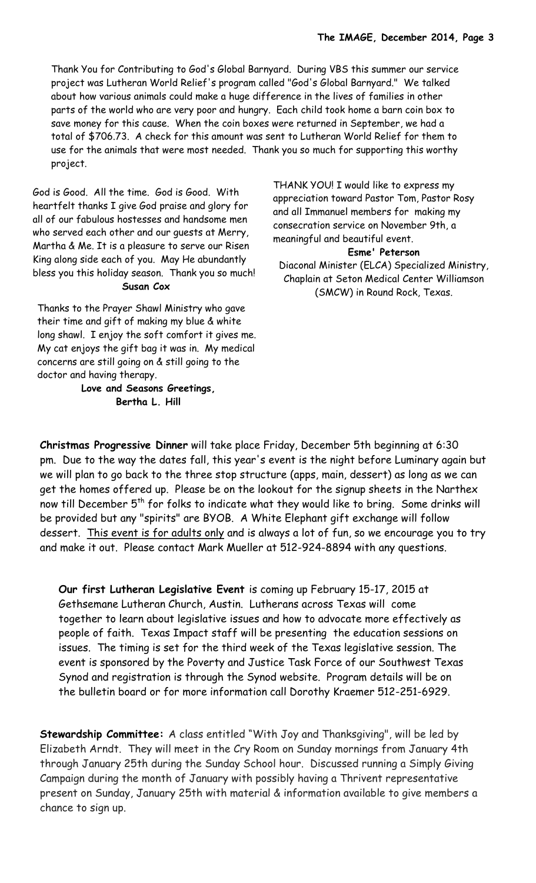Thank You for Contributing to God's Global Barnyard. During VBS this summer our service project was Lutheran World Relief's program called "God's Global Barnyard." We talked about how various animals could make a huge difference in the lives of families in other parts of the world who are very poor and hungry. Each child took home a barn coin box to save money for this cause. When the coin boxes were returned in September, we had a total of $706.73. A check for this amount was sent to Lutheran World Relief for them to use for the animals that were most needed. Thank you so much for supporting this worthy project.

God is Good. All the time. God is Good. With heartfelt thanks I give God praise and glory for all of our fabulous hostesses and handsome men who served each other and our guests at Merry, Martha & Me. It is a pleasure to serve our Risen King along side each of you. May He abundantly bless you this holiday season. Thank you so much!

**Susan Cox**

Thanks to the Prayer Shawl Ministry who gave their time and gift of making my blue & white long shawl. I enjoy the soft comfort it gives me. My cat enjoys the gift bag it was in. My medical concerns are still going on & still going to the doctor and having therapy.

**Love and Seasons Greetings,**
**Bertha L. Hill**

THANK YOU! I would like to express my appreciation toward Pastor Tom, Pastor Rosy and all Immanuel members for making my consecration service on November 9th, a meaningful and beautiful event.

**Esme' Peterson**
Diaconal Minister (ELCA) Specialized Ministry, Chaplain at Seton Medical Center Williamson (SMCW) in Round Rock, Texas.

**Christmas Progressive Dinner** will take place Friday, December 5th beginning at 6:30 pm. Due to the way the dates fall, this year's event is the night before Luminary again but we will plan to go back to the three stop structure (apps, main, dessert) as long as we can get the homes offered up. Please be on the lookout for the signup sheets in the Narthex now till December 5th for folks to indicate what they would like to bring. Some drinks will be provided but any "spirits" are BYOB. A White Elephant gift exchange will follow dessert. <u>This event is for adults only</u> and is always a lot of fun, so we encourage you to try and make it out. Please contact Mark Mueller at 512-924-8894 with any questions.

**Our first Lutheran Legislative Event** is coming up February 15-17, 2015 at Gethsemane Lutheran Church, Austin. Lutherans across Texas will come together to learn about legislative issues and how to advocate more effectively as people of faith. Texas Impact staff will be presenting the education sessions on issues. The timing is set for the third week of the Texas legislative session. The event is sponsored by the Poverty and Justice Task Force of our Southwest Texas Synod and registration is through the Synod website. Program details will be on the bulletin board or for more information call Dorothy Kraemer 512-251-6929.

**Stewardship Committee:** A class entitled "With Joy and Thanksgiving", will be led by Elizabeth Arndt. They will meet in the Cry Room on Sunday mornings from January 4th through January 25th during the Sunday School hour. Discussed running a Simply Giving Campaign during the month of January with possibly having a Thrivent representative present on Sunday, January 25th with material & information available to give members a chance to sign up.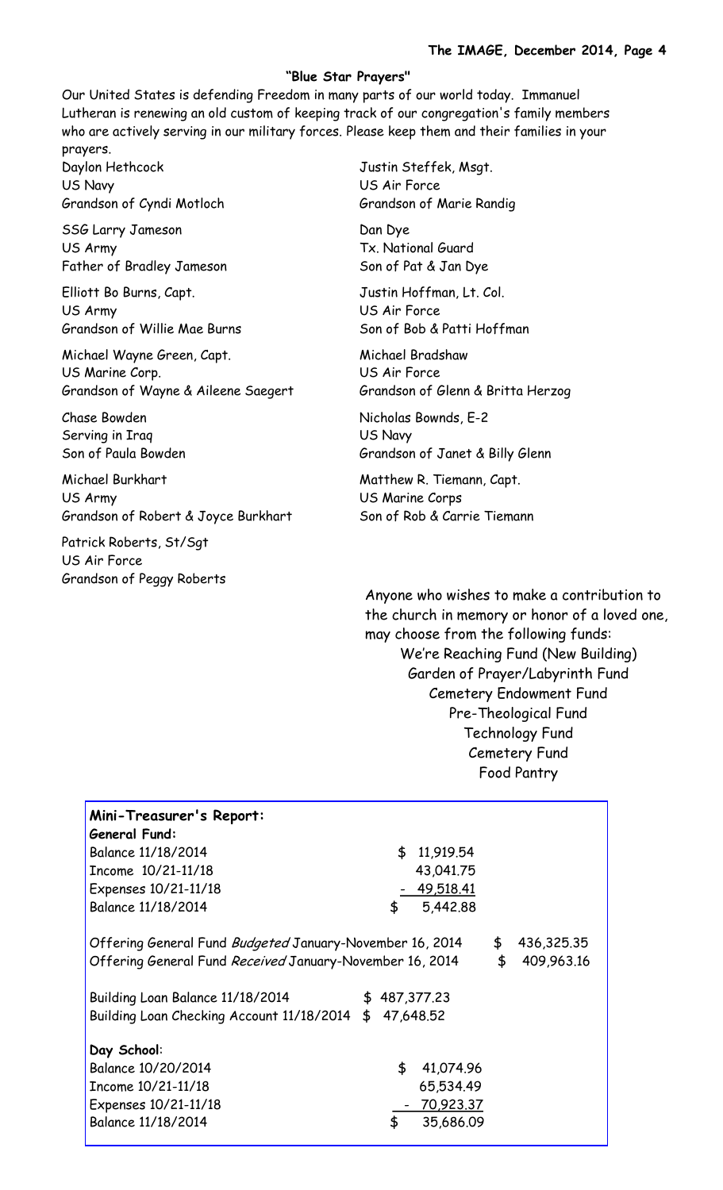## "Blue Star Prayers"

Our United States is defending Freedom in many parts of our world today. Immanuel Lutheran is renewing an old custom of keeping track of our congregation's family members who are actively serving in our military forces. Please keep them and their families in your prayers.

Daylon Hethcock  
US Navy  
Grandson of Cyndi Motloch

SSG Larry Jameson  
US Army  
Father of Bradley Jameson

Elliott Bo Burns, Capt.  
US Army  
Grandson of Willie Mae Burns

Michael Wayne Green, Capt.  
US Marine Corp.  
Grandson of Wayne & Aileene Saegert

Chase Bowden  
Serving in Iraq  
Son of Paula Bowden

Michael Burkhart  
US Army  
Grandson of Robert & Joyce Burkhart

Patrick Roberts, St/Sgt  
US Air Force  
Grandson of Peggy Roberts

Justin Steffek, Msgt.  
US Air Force  
Grandson of Marie Randig

Dan Dye  
Tx. National Guard  
Son of Pat & Jan Dye

Justin Hoffman, Lt. Col.  
US Air Force  
Son of Bob & Patti Hoffman

Michael Bradshaw  
US Air Force  
Grandson of Glenn & Britta Herzog

Nicholas Bownds, E-2  
US Navy  
Grandson of Janet & Billy Glenn

Matthew R. Tiemann, Capt.  
US Marine Corps  
Son of Rob & Carrie Tiemann

Anyone who wishes to make a contribution to the church in memory or honor of a loved one, may choose from the following funds:

We're Reaching Fund (New Building)  
Garden of Prayer/Labyrinth Fund  
Cemetery Endowment Fund  
Pre-Theological Fund  
Technology Fund  
Cemetery Fund  
Food Pantry

**Mini-Treasurer's Report:**

**General Fund:**

| | | |
|---|---|---|
| Balance 11/18/2014 | $ 11,919.54 | |
| Income 10/21-11/18 | 43,041.75 | |
| Expenses 10/21-11/18 | - 49,518.41 | |
| Balance 11/18/2014 | $ 5,442.88 | |
| Offering General Fund *Budgeted* January-November 16, 2014 | | $ 436,325.35 |
| Offering General Fund *Received* January-November 16, 2014 | | $ 409,963.16 |
| Building Loan Balance 11/18/2014 | $ 487,377.23 | |
| Building Loan Checking Account 11/18/2014 | $ 47,648.52 | |

**Day School**:

| | |
|---|---|
| Balance 10/20/2014 | $ 41,074.96 |
| Income 10/21-11/18 | 65,534.49 |
| Expenses 10/21-11/18 | - 70,923.37 |
| Balance 11/18/2014 | $ 35,686.09 |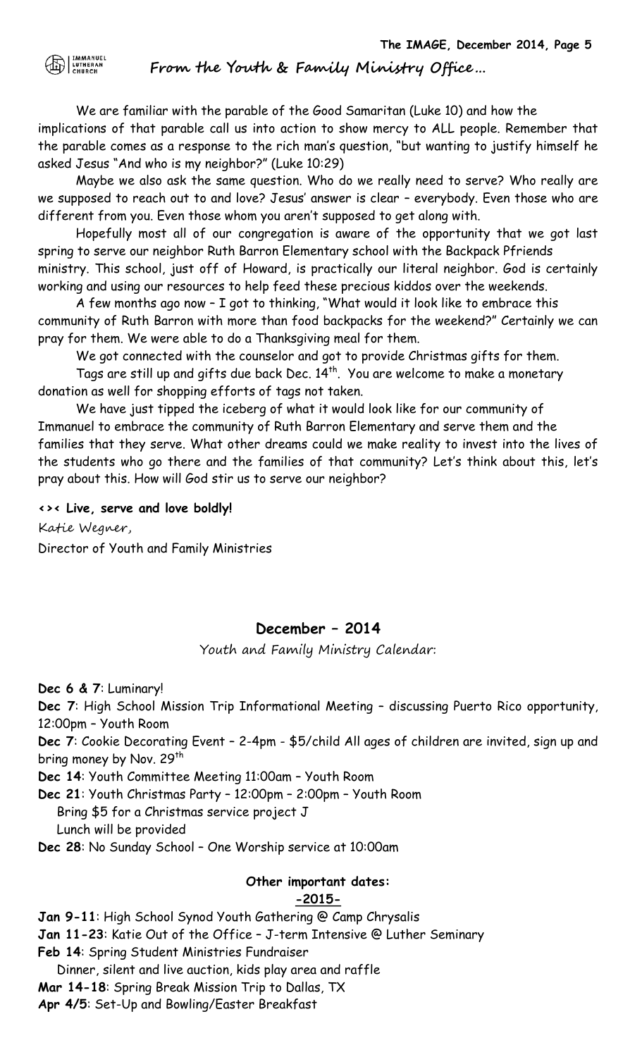## From the Youth & Family Ministry Office…

We are familiar with the parable of the Good Samaritan (Luke 10) and how the implications of that parable call us into action to show mercy to ALL people. Remember that the parable comes as a response to the rich man's question, "but wanting to justify himself he asked Jesus "And who is my neighbor?" (Luke 10:29)

Maybe we also ask the same question. Who do we really need to serve? Who really are we supposed to reach out to and love? Jesus' answer is clear – everybody. Even those who are different from you. Even those whom you aren't supposed to get along with.

Hopefully most all of our congregation is aware of the opportunity that we got last spring to serve our neighbor Ruth Barron Elementary school with the Backpack Pfriends ministry. This school, just off of Howard, is practically our literal neighbor. God is certainly working and using our resources to help feed these precious kiddos over the weekends.

A few months ago now – I got to thinking, "What would it look like to embrace this community of Ruth Barron with more than food backpacks for the weekend?" Certainly we can pray for them. We were able to do a Thanksgiving meal for them.

We got connected with the counselor and got to provide Christmas gifts for them.

Tags are still up and gifts due back Dec. 14th. You are welcome to make a monetary donation as well for shopping efforts of tags not taken.

We have just tipped the iceberg of what it would look like for our community of Immanuel to embrace the community of Ruth Barron Elementary and serve them and the families that they serve. What other dreams could we make reality to invest into the lives of the students who go there and the families of that community? Let's think about this, let's pray about this. How will God stir us to serve our neighbor?

**<>< Live, serve and love boldly!**

Katie Wegner,

Director of Youth and Family Ministries

### December – 2014

Youth and Family Ministry Calendar:

**Dec 6 & 7**: Luminary!

**Dec 7**: High School Mission Trip Informational Meeting – discussing Puerto Rico opportunity, 12:00pm – Youth Room

**Dec 7**: Cookie Decorating Event – 2-4pm - $5/child All ages of children are invited, sign up and bring money by Nov. 29th

**Dec 14**: Youth Committee Meeting 11:00am – Youth Room

**Dec 21**: Youth Christmas Party – 12:00pm – 2:00pm – Youth Room
  Bring $5 for a Christmas service project J
  Lunch will be provided

**Dec 28**: No Sunday School – One Worship service at 10:00am

**Other important dates:**

**-2015-**

**Jan 9-11**: High School Synod Youth Gathering @ Camp Chrysalis

**Jan 11-23**: Katie Out of the Office – J-term Intensive @ Luther Seminary

**Feb 14**: Spring Student Ministries Fundraiser
  Dinner, silent and live auction, kids play area and raffle

**Mar 14-18**: Spring Break Mission Trip to Dallas, TX

**Apr 4/5**: Set-Up and Bowling/Easter Breakfast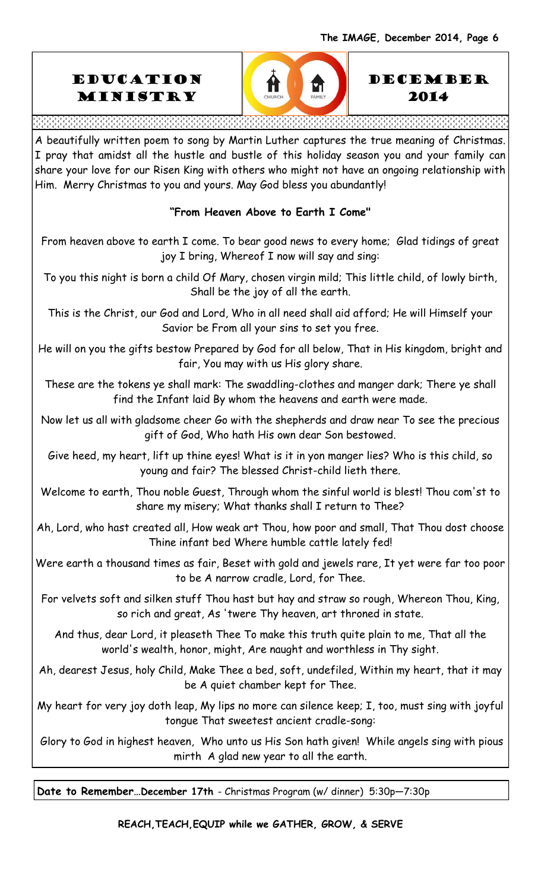# EDUCATION MINISTRY

# DECEMBER 2014

A beautifully written poem to song by Martin Luther captures the true meaning of Christmas. I pray that amidst all the hustle and bustle of this holiday season you and your family can share your love for our Risen King with others who might not have an ongoing relationship with Him. Merry Christmas to you and yours. May God bless you abundantly!

**"From Heaven Above to Earth I Come"**

From heaven above to earth I come. To bear good news to every home; Glad tidings of great joy I bring, Whereof I now will say and sing:

To you this night is born a child Of Mary, chosen virgin mild; This little child, of lowly birth, Shall be the joy of all the earth.

This is the Christ, our God and Lord, Who in all need shall aid afford; He will Himself your Savior be From all your sins to set you free.

He will on you the gifts bestow Prepared by God for all below, That in His kingdom, bright and fair, You may with us His glory share.

These are the tokens ye shall mark: The swaddling-clothes and manger dark; There ye shall find the Infant laid By whom the heavens and earth were made.

Now let us all with gladsome cheer Go with the shepherds and draw near To see the precious gift of God, Who hath His own dear Son bestowed.

Give heed, my heart, lift up thine eyes! What is it in yon manger lies? Who is this child, so young and fair? The blessed Christ-child lieth there.

Welcome to earth, Thou noble Guest, Through whom the sinful world is blest! Thou com'st to share my misery; What thanks shall I return to Thee?

Ah, Lord, who hast created all, How weak art Thou, how poor and small, That Thou dost choose Thine infant bed Where humble cattle lately fed!

Were earth a thousand times as fair, Beset with gold and jewels rare, It yet were far too poor to be A narrow cradle, Lord, for Thee.

For velvets soft and silken stuff Thou hast but hay and straw so rough, Whereon Thou, King, so rich and great, As 'twere Thy heaven, art throned in state.

And thus, dear Lord, it pleaseth Thee To make this truth quite plain to me, That all the world's wealth, honor, might, Are naught and worthless in Thy sight.

Ah, dearest Jesus, holy Child, Make Thee a bed, soft, undefiled, Within my heart, that it may be A quiet chamber kept for Thee.

My heart for very joy doth leap, My lips no more can silence keep; I, too, must sing with joyful tongue That sweetest ancient cradle-song:

Glory to God in highest heaven, Who unto us His Son hath given! While angels sing with pious mirth A glad new year to all the earth.

**Date to Remember…December 17th** - Christmas Program (w/ dinner) 5:30p—7:30p

**REACH,TEACH,EQUIP while we GATHER, GROW, & SERVE**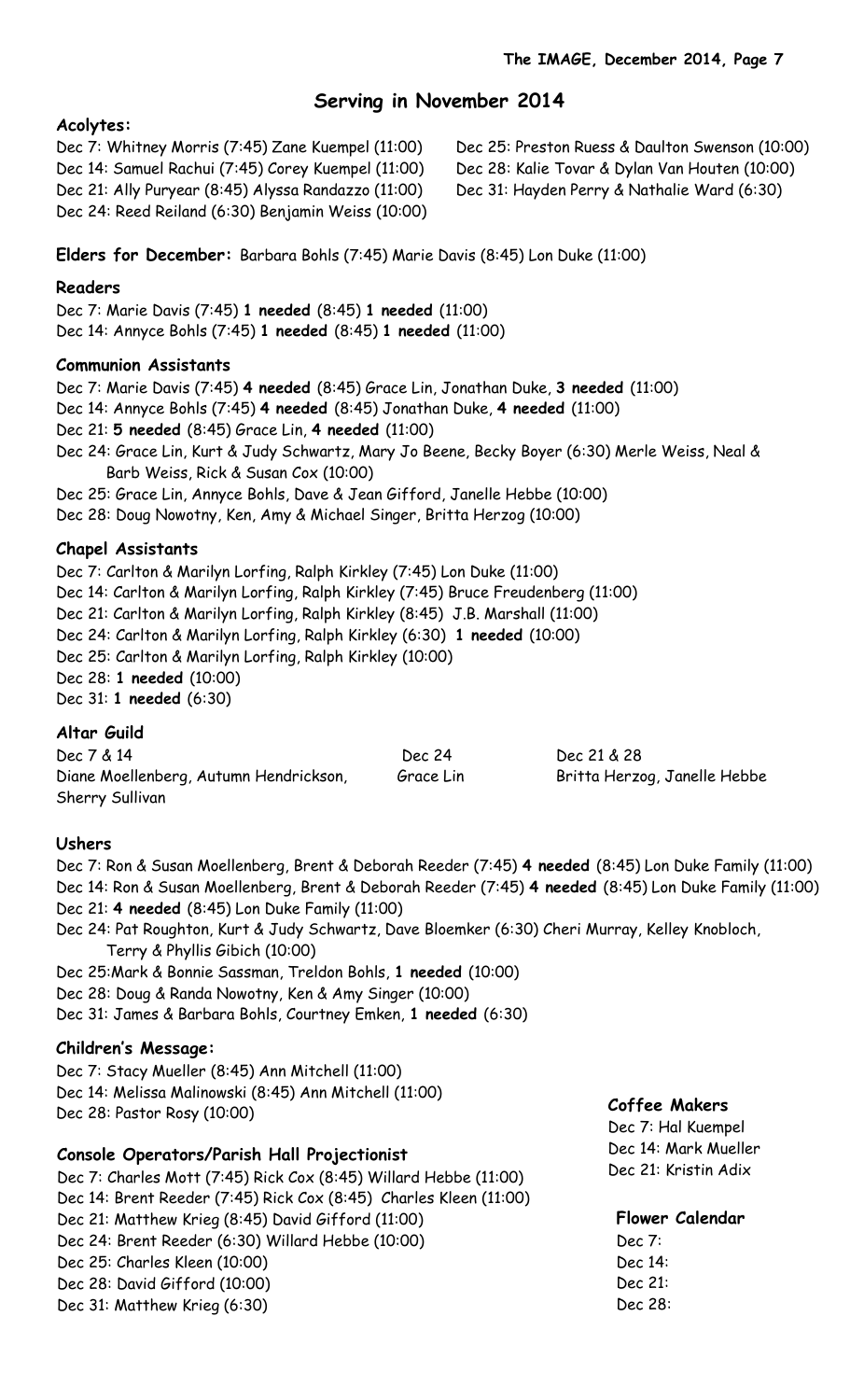## Serving in November 2014

**Acolytes:**

Dec 7: Whitney Morris (7:45) Zane Kuempel (11:00)
Dec 14: Samuel Rachui (7:45) Corey Kuempel (11:00)
Dec 21: Ally Puryear (8:45) Alyssa Randazzo (11:00)
Dec 24: Reed Reiland (6:30) Benjamin Weiss (10:00)
Dec 25: Preston Ruess & Daulton Swenson (10:00)
Dec 28: Kalie Tovar & Dylan Van Houten (10:00)
Dec 31: Hayden Perry & Nathalie Ward (6:30)

**Elders for December:** Barbara Bohls (7:45) Marie Davis (8:45) Lon Duke (11:00)

### Readers

Dec 7: Marie Davis (7:45) **1 needed** (8:45) **1 needed** (11:00)
Dec 14: Annyce Bohls (7:45) **1 needed** (8:45) **1 needed** (11:00)

### Communion Assistants

Dec 7: Marie Davis (7:45) **4 needed** (8:45) Grace Lin, Jonathan Duke, **3 needed** (11:00)
Dec 14: Annyce Bohls (7:45) **4 needed** (8:45) Jonathan Duke, **4 needed** (11:00)
Dec 21: **5 needed** (8:45) Grace Lin, **4 needed** (11:00)
Dec 24: Grace Lin, Kurt & Judy Schwartz, Mary Jo Beene, Becky Boyer (6:30) Merle Weiss, Neal & Barb Weiss, Rick & Susan Cox (10:00)
Dec 25: Grace Lin, Annyce Bohls, Dave & Jean Gifford, Janelle Hebbe (10:00)
Dec 28: Doug Nowotny, Ken, Amy & Michael Singer, Britta Herzog (10:00)

### Chapel Assistants

Dec 7: Carlton & Marilyn Lorfing, Ralph Kirkley (7:45) Lon Duke (11:00)
Dec 14: Carlton & Marilyn Lorfing, Ralph Kirkley (7:45) Bruce Freudenberg (11:00)
Dec 21: Carlton & Marilyn Lorfing, Ralph Kirkley (8:45) J.B. Marshall (11:00)
Dec 24: Carlton & Marilyn Lorfing, Ralph Kirkley (6:30) **1 needed** (10:00)
Dec 25: Carlton & Marilyn Lorfing, Ralph Kirkley (10:00)
Dec 28: **1 needed** (10:00)
Dec 31: **1 needed** (6:30)

### Altar Guild

Dec 7 & 14: Diane Moellenberg, Autumn Hendrickson, Sherry Sullivan
Dec 24: Grace Lin
Dec 21 & 28: Britta Herzog, Janelle Hebbe

### Ushers

Dec 7: Ron & Susan Moellenberg, Brent & Deborah Reeder (7:45) **4 needed** (8:45) Lon Duke Family (11:00)
Dec 14: Ron & Susan Moellenberg, Brent & Deborah Reeder (7:45) **4 needed** (8:45) Lon Duke Family (11:00)
Dec 21: **4 needed** (8:45) Lon Duke Family (11:00)
Dec 24: Pat Roughton, Kurt & Judy Schwartz, Dave Bloemker (6:30) Cheri Murray, Kelley Knobloch, Terry & Phyllis Gibich (10:00)
Dec 25:Mark & Bonnie Sassman, Treldon Bohls, **1 needed** (10:00)
Dec 28: Doug & Randa Nowotny, Ken & Amy Singer (10:00)
Dec 31: James & Barbara Bohls, Courtney Emken, **1 needed** (6:30)

### Children's Message:

Dec 7: Stacy Mueller (8:45) Ann Mitchell (11:00)
Dec 14: Melissa Malinowski (8:45) Ann Mitchell (11:00)
Dec 28: Pastor Rosy (10:00)

### Console Operators/Parish Hall Projectionist

Dec 7: Charles Mott (7:45) Rick Cox (8:45) Willard Hebbe (11:00)
Dec 14: Brent Reeder (7:45) Rick Cox (8:45) Charles Kleen (11:00)
Dec 21: Matthew Krieg (8:45) David Gifford (11:00)
Dec 24: Brent Reeder (6:30) Willard Hebbe (10:00)
Dec 25: Charles Kleen (10:00)
Dec 28: David Gifford (10:00)
Dec 31: Matthew Krieg (6:30)

### Coffee Makers

Dec 7: Hal Kuempel
Dec 14: Mark Mueller
Dec 21: Kristin Adix

### Flower Calendar

Dec 7:
Dec 14:
Dec 21:
Dec 28: